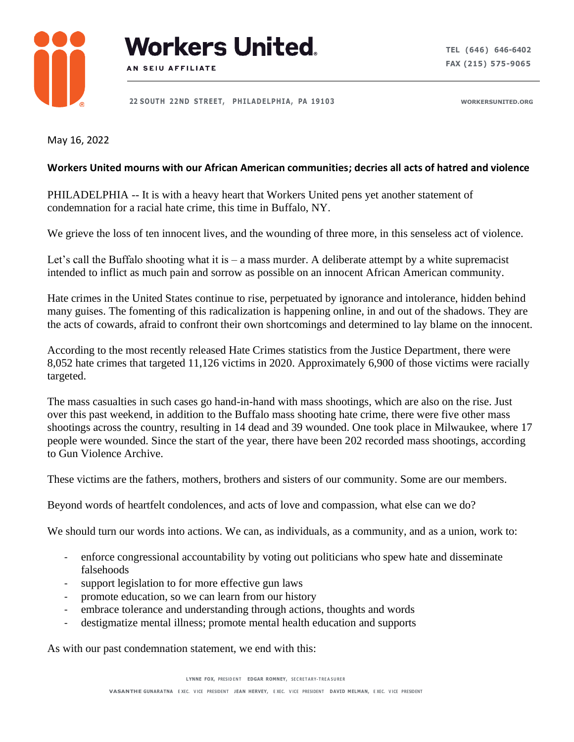# Workers United

AN SEIU AFFILIATE

22 SOUTH 22ND STREET, PHILADELPHIA, PA 19103

TEL (646) 646-6402
FAX (215) 575-9065

WORKERSUNITED.ORG

May 16, 2022

**Workers United mourns with our African American communities; decries all acts of hatred and violence**

PHILADELPHIA -- It is with a heavy heart that Workers United pens yet another statement of condemnation for a racial hate crime, this time in Buffalo, NY.

We grieve the loss of ten innocent lives, and the wounding of three more, in this senseless act of violence.

Let's call the Buffalo shooting what it is – a mass murder. A deliberate attempt by a white supremacist intended to inflict as much pain and sorrow as possible on an innocent African American community.

Hate crimes in the United States continue to rise, perpetuated by ignorance and intolerance, hidden behind many guises. The fomenting of this radicalization is happening online, in and out of the shadows. They are the acts of cowards, afraid to confront their own shortcomings and determined to lay blame on the innocent.

According to the most recently released Hate Crimes statistics from the Justice Department, there were 8,052 hate crimes that targeted 11,126 victims in 2020. Approximately 6,900 of those victims were racially targeted.

The mass casualties in such cases go hand-in-hand with mass shootings, which are also on the rise. Just over this past weekend, in addition to the Buffalo mass shooting hate crime, there were five other mass shootings across the country, resulting in 14 dead and 39 wounded. One took place in Milwaukee, where 17 people were wounded. Since the start of the year, there have been 202 recorded mass shootings, according to Gun Violence Archive.

These victims are the fathers, mothers, brothers and sisters of our community. Some are our members.

Beyond words of heartfelt condolences, and acts of love and compassion, what else can we do?

We should turn our words into actions. We can, as individuals, as a community, and as a union, work to:

- enforce congressional accountability by voting out politicians who spew hate and disseminate falsehoods
- support legislation to for more effective gun laws
- promote education, so we can learn from our history
- embrace tolerance and understanding through actions, thoughts and words
- destigmatize mental illness; promote mental health education and supports

As with our past condemnation statement, we end with this:

LYNNE FOX, PRESIDENT EDGAR ROMNEY, SECRETARY-TREASURER

VASANTHE GUNARATNA EXEC. VICE PRESIDENT JEAN HERVEY, EXEC. VICE PRESIDENT DAVID MELMAN, EXEC. VICE PRESIDENT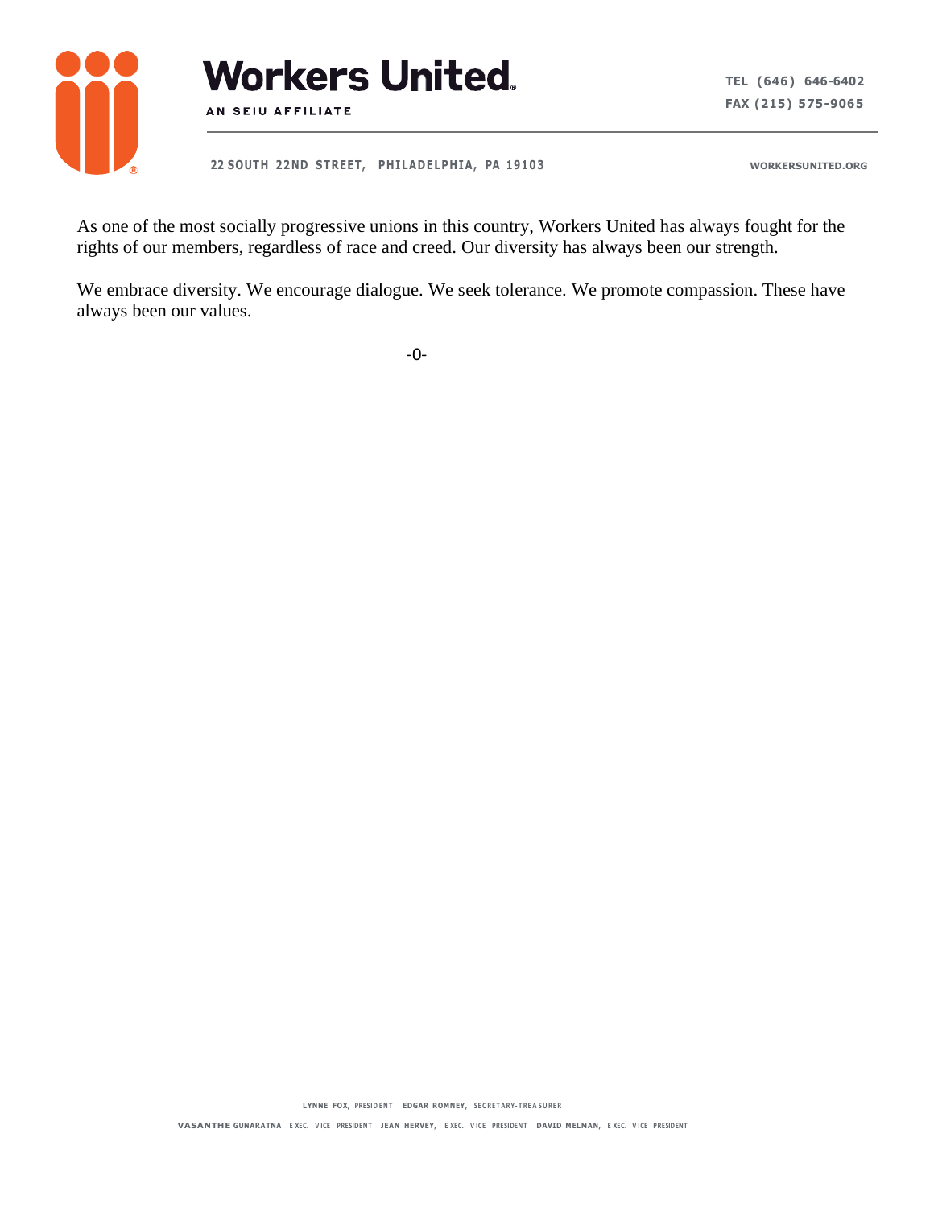# Workers United

**AN SEIU AFFILIATE**

**TEL (646) 646-6402**
**FAX (215) 575-9065**

**22 SOUTH 22ND STREET, PHILADELPHIA, PA 19103**

**WORKERSUNITED.ORG**

As one of the most socially progressive unions in this country, Workers United has always fought for the rights of our members, regardless of race and creed. Our diversity has always been our strength.

We embrace diversity. We encourage dialogue. We seek tolerance. We promote compassion. These have always been our values.

-0-

**LYNNE FOX,** PRESIDENT **EDGAR ROMNEY,** SECRETARY-TREASURER

**VASANTHE GUNARATNA** EXEC. VICE PRESIDENT **JEAN HERVEY,** EXEC. VICE PRESIDENT **DAVID MELMAN,** EXEC. VICE PRESIDENT